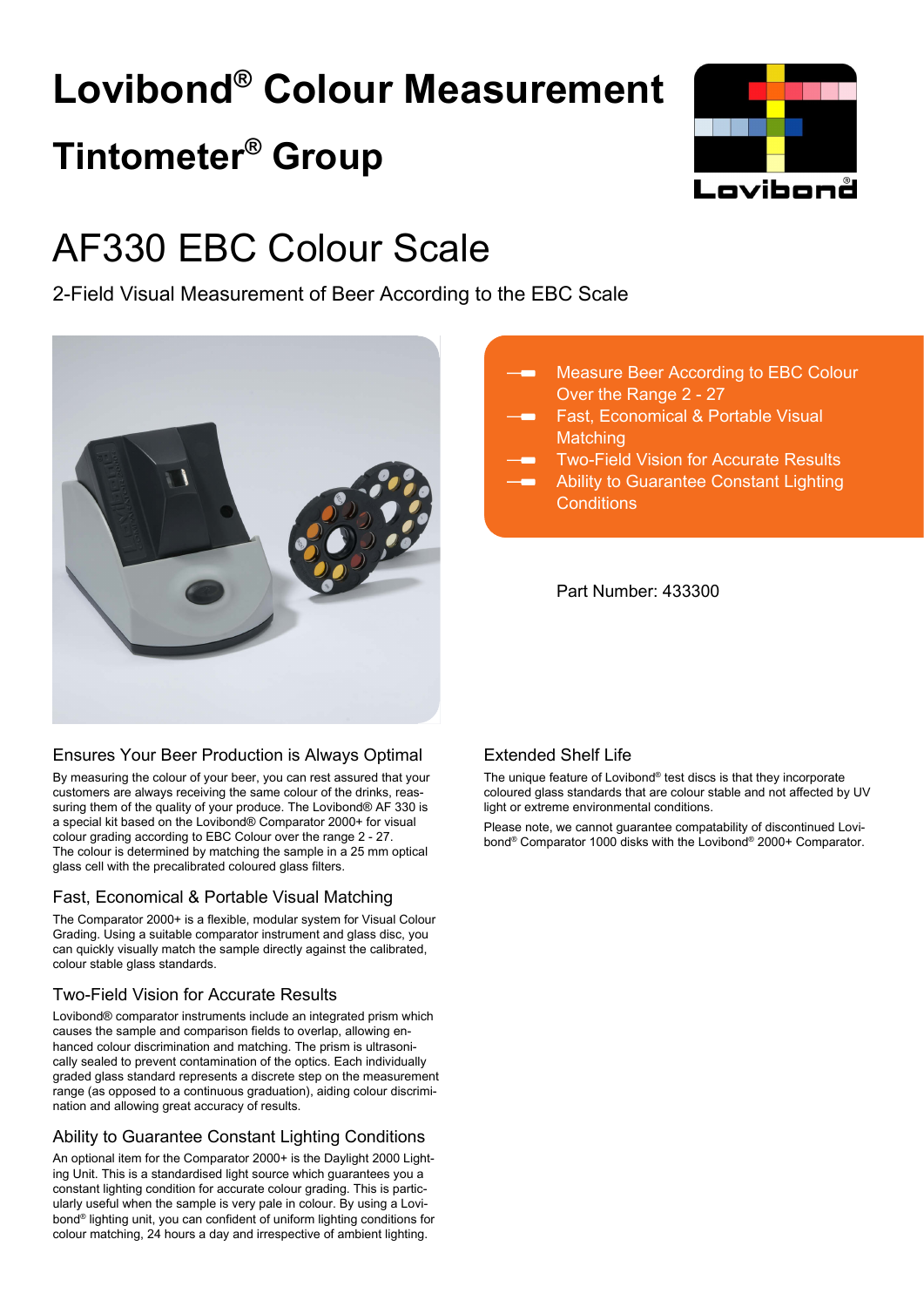# Lovibond® Colour Measurement

## Tintometer® Group

# AF330 EBC Colour Scale

2-Field Visual Measurement of Beer According to the EBC Scale

- Measure Beer According to EBC Colour Over the Range 2 - 27
- Fast, Economical & Portable Visual Matching
- Two-Field Vision for Accurate Results
- Ability to Guarantee Constant Lighting Conditions

Part Number: 433300

### Ensures Your Beer Production is Always Optimal

By measuring the colour of your beer, you can rest assured that your customers are always receiving the same colour of the drinks, reassuring them of the quality of your produce. The Lovibond® AF 330 is a special kit based on the Lovibond® Comparator 2000+ for visual colour grading according to EBC Colour over the range 2 - 27.
The colour is determined by matching the sample in a 25 mm optical glass cell with the precalibrated coloured glass filters.

### Fast, Economical & Portable Visual Matching

The Comparator 2000+ is a flexible, modular system for Visual Colour Grading. Using a suitable comparator instrument and glass disc, you can quickly visually match the sample directly against the calibrated, colour stable glass standards.

### Two-Field Vision for Accurate Results

Lovibond® comparator instruments include an integrated prism which causes the sample and comparison fields to overlap, allowing enhanced colour discrimination and matching. The prism is ultrasonically sealed to prevent contamination of the optics. Each individually graded glass standard represents a discrete step on the measurement range (as opposed to a continuous graduation), aiding colour discrimination and allowing great accuracy of results.

### Ability to Guarantee Constant Lighting Conditions

An optional item for the Comparator 2000+ is the Daylight 2000 Lighting Unit. This is a standardised light source which guarantees you a constant lighting condition for accurate colour grading. This is particularly useful when the sample is very pale in colour. By using a Lovibond® lighting unit, you can confident of uniform lighting conditions for colour matching, 24 hours a day and irrespective of ambient lighting.

### Extended Shelf Life

The unique feature of Lovibond® test discs is that they incorporate coloured glass standards that are colour stable and not affected by UV light or extreme environmental conditions.

Please note, we cannot guarantee compatability of discontinued Lovibond® Comparator 1000 disks with the Lovibond® 2000+ Comparator.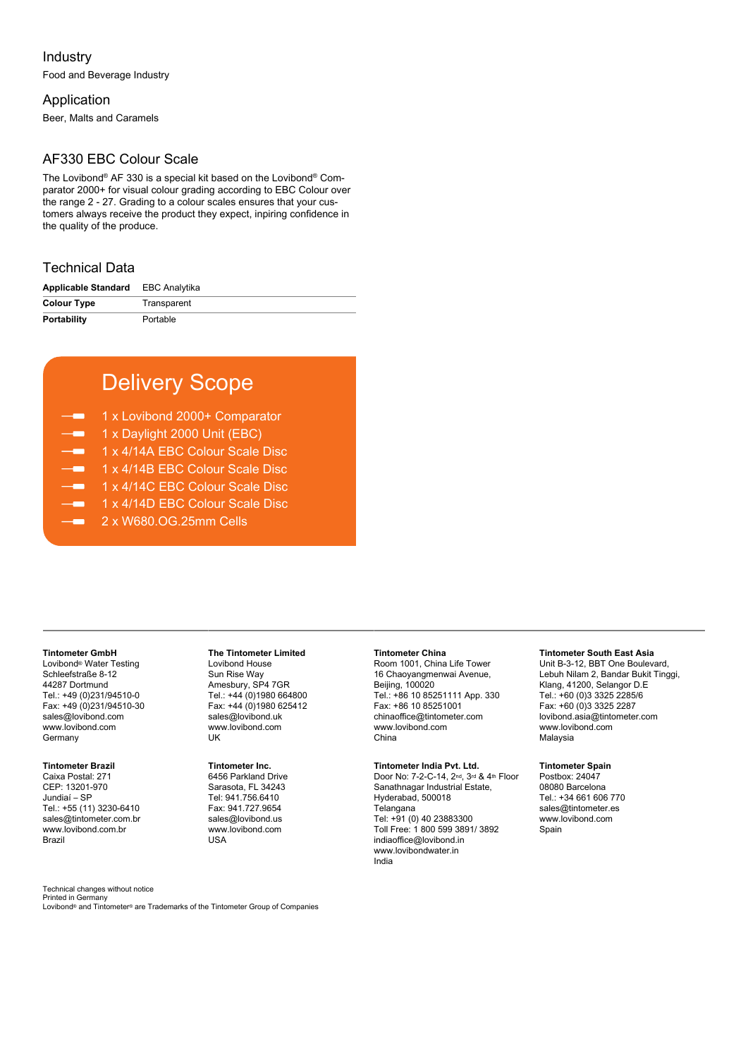## Industry

Food and Beverage Industry

## Application

Beer, Malts and Caramels

## AF330 EBC Colour Scale

The Lovibond® AF 330 is a special kit based on the Lovibond® Comparator 2000+ for visual colour grading according to EBC Colour over the range 2 - 27. Grading to a colour scales ensures that your customers always receive the product they expect, inpiring confidence in the quality of the produce.

## Technical Data

| | |
|---|---|
| **Applicable Standard** | EBC Analytika |
| **Colour Type** | Transparent |
| **Portability** | Portable |

## Delivery Scope

- 1 x Lovibond 2000+ Comparator
- 1 x Daylight 2000 Unit (EBC)
- 1 x 4/14A EBC Colour Scale Disc
- 1 x 4/14B EBC Colour Scale Disc
- 1 x 4/14C EBC Colour Scale Disc
- 1 x 4/14D EBC Colour Scale Disc
- 2 x W680.OG.25mm Cells

---

**Tintometer GmbH**
Lovibond® Water Testing
Schleefstraße 8-12
44287 Dortmund
Tel.: +49 (0)231/94510-0
Fax: +49 (0)231/94510-30
sales@lovibond.com
www.lovibond.com
Germany

**The Tintometer Limited**
Lovibond House
Sun Rise Way
Amesbury, SP4 7GR
Tel.: +44 (0)1980 664800
Fax: +44 (0)1980 625412
sales@lovibond.uk
www.lovibond.com
UK

**Tintometer China**
Room 1001, China Life Tower
16 Chaoyangmenwai Avenue,
Beijing, 100020
Tel.: +86 10 85251111 App. 330
Fax: +86 10 85251001
chinaoffice@tintometer.com
www.lovibond.com
China

**Tintometer South East Asia**
Unit B-3-12, BBT One Boulevard,
Lebuh Nilam 2, Bandar Bukit Tinggi,
Klang, 41200, Selangor D.E
Tel.: +60 (0)3 3325 2285/6
Fax: +60 (0)3 3325 2287
lovibond.asia@tintometer.com
www.lovibond.com
Malaysia

**Tintometer Brazil**
Caixa Postal: 271
CEP: 13201-970
Jundiaí – SP
Tel.: +55 (11) 3230-6410
sales@tintometer.com.br
www.lovibond.com.br
Brazil

**Tintometer Inc.**
6456 Parkland Drive
Sarasota, FL 34243
Tel: 941.756.6410
Fax: 941.727.9654
sales@lovibond.us
www.lovibond.com
USA

**Tintometer India Pvt. Ltd.**
Door No: 7-2-C-14, 2nd, 3rd & 4th Floor
Sanathnagar Industrial Estate,
Hyderabad, 500018
Telangana
Tel: +91 (0) 40 23883300
Toll Free: 1 800 599 3891/ 3892
indiaoffice@lovibond.in
www.lovibondwater.in
India

**Tintometer Spain**
Postbox: 24047
08080 Barcelona
Tel.: +34 661 606 770
sales@tintometer.es
www.lovibond.com
Spain

Technical changes without notice
Printed in Germany
Lovibond® and Tintometer® are Trademarks of the Tintometer Group of Companies